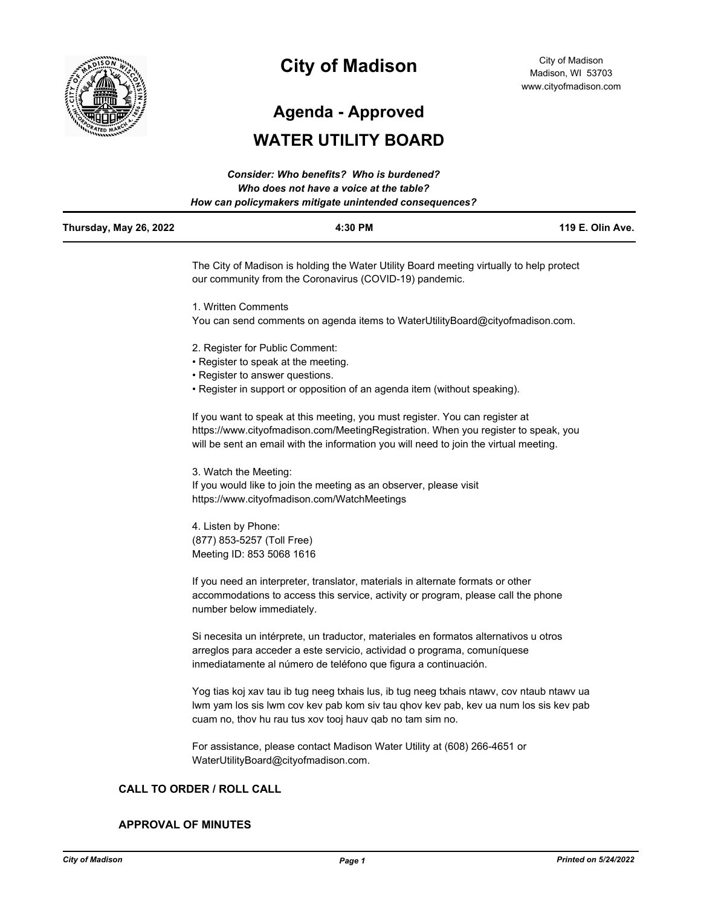# City of Madison

City of Madison
Madison, WI 53703
www.cityofmadison.com

## Agenda - Approved

## WATER UTILITY BOARD

***Consider: Who benefits? Who is burdened?***
***Who does not have a voice at the table?***
***How can policymakers mitigate unintended consequences?***

| **Thursday, May 26, 2022** | **4:30 PM** | **119 E. Olin Ave.** |
|---|---|---|

The City of Madison is holding the Water Utility Board meeting virtually to help protect our community from the Coronavirus (COVID-19) pandemic.

1. Written Comments
You can send comments on agenda items to WaterUtilityBoard@cityofmadison.com.

2. Register for Public Comment:
• Register to speak at the meeting.
• Register to answer questions.
• Register in support or opposition of an agenda item (without speaking).

If you want to speak at this meeting, you must register. You can register at https://www.cityofmadison.com/MeetingRegistration. When you register to speak, you will be sent an email with the information you will need to join the virtual meeting.

3. Watch the Meeting:
If you would like to join the meeting as an observer, please visit https://www.cityofmadison.com/WatchMeetings

4. Listen by Phone:
(877) 853-5257 (Toll Free)
Meeting ID: 853 5068 1616

If you need an interpreter, translator, materials in alternate formats or other accommodations to access this service, activity or program, please call the phone number below immediately.

Si necesita un intérprete, un traductor, materiales en formatos alternativos u otros arreglos para acceder a este servicio, actividad o programa, comuníquese inmediatamente al número de teléfono que figura a continuación.

Yog tias koj xav tau ib tug neeg txhais lus, ib tug neeg txhais ntawv, cov ntaub ntawv ua lwm yam los sis lwm cov kev pab kom siv tau qhov kev pab, kev ua num los sis kev pab cuam no, thov hu rau tus xov tooj hauv qab no tam sim no.

For assistance, please contact Madison Water Utility at (608) 266-4651 or WaterUtilityBoard@cityofmadison.com.

### CALL TO ORDER / ROLL CALL

### APPROVAL OF MINUTES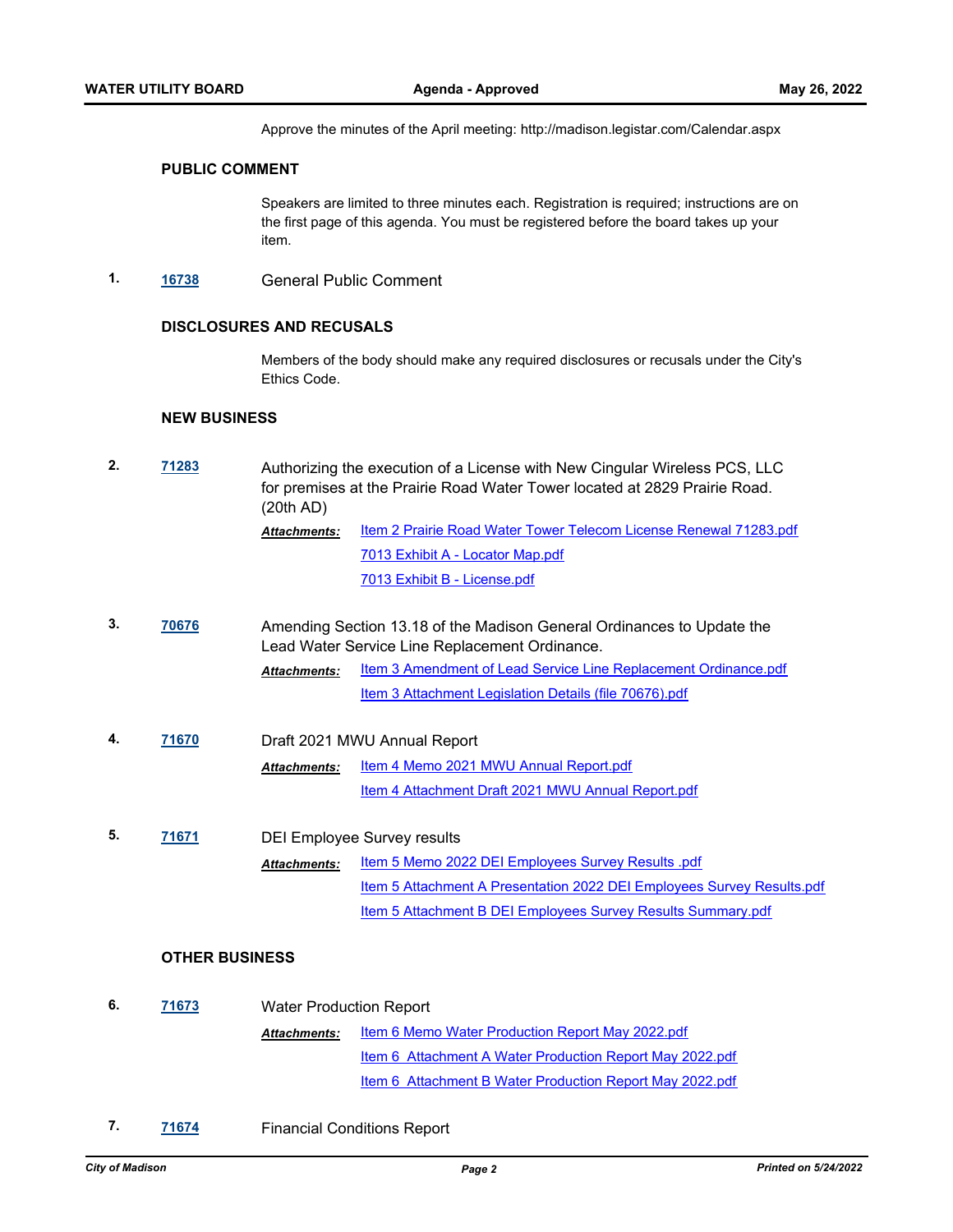Approve the minutes of the April meeting: http://madison.legistar.com/Calendar.aspx

### PUBLIC COMMENT

Speakers are limited to three minutes each. Registration is required; instructions are on the first page of this agenda. You must be registered before the board takes up your item.

**1.** **16738** General Public Comment

### DISCLOSURES AND RECUSALS

Members of the body should make any required disclosures or recusals under the City's Ethics Code.

### NEW BUSINESS

**2.** **71283** Authorizing the execution of a License with New Cingular Wireless PCS, LLC for premises at the Prairie Road Water Tower located at 2829 Prairie Road. (20th AD)

***Attachments:*** Item 2 Prairie Road Water Tower Telecom License Renewal 71283.pdf
7013 Exhibit A - Locator Map.pdf
7013 Exhibit B - License.pdf

**3.** **70676** Amending Section 13.18 of the Madison General Ordinances to Update the Lead Water Service Line Replacement Ordinance.

***Attachments:*** Item 3 Amendment of Lead Service Line Replacement Ordinance.pdf
Item 3 Attachment Legislation Details (file 70676).pdf

**4.** **71670** Draft 2021 MWU Annual Report

***Attachments:*** Item 4 Memo 2021 MWU Annual Report.pdf
Item 4 Attachment Draft 2021 MWU Annual Report.pdf

**5.** **71671** DEI Employee Survey results

***Attachments:*** Item 5 Memo 2022 DEI Employees Survey Results .pdf
Item 5 Attachment A Presentation 2022 DEI Employees Survey Results.pdf
Item 5 Attachment B DEI Employees Survey Results Summary.pdf

### OTHER BUSINESS

**6.** **71673** Water Production Report

***Attachments:*** Item 6 Memo Water Production Report May 2022.pdf
Item 6  Attachment A Water Production Report May 2022.pdf
Item 6  Attachment B Water Production Report May 2022.pdf

**7.** **71674** Financial Conditions Report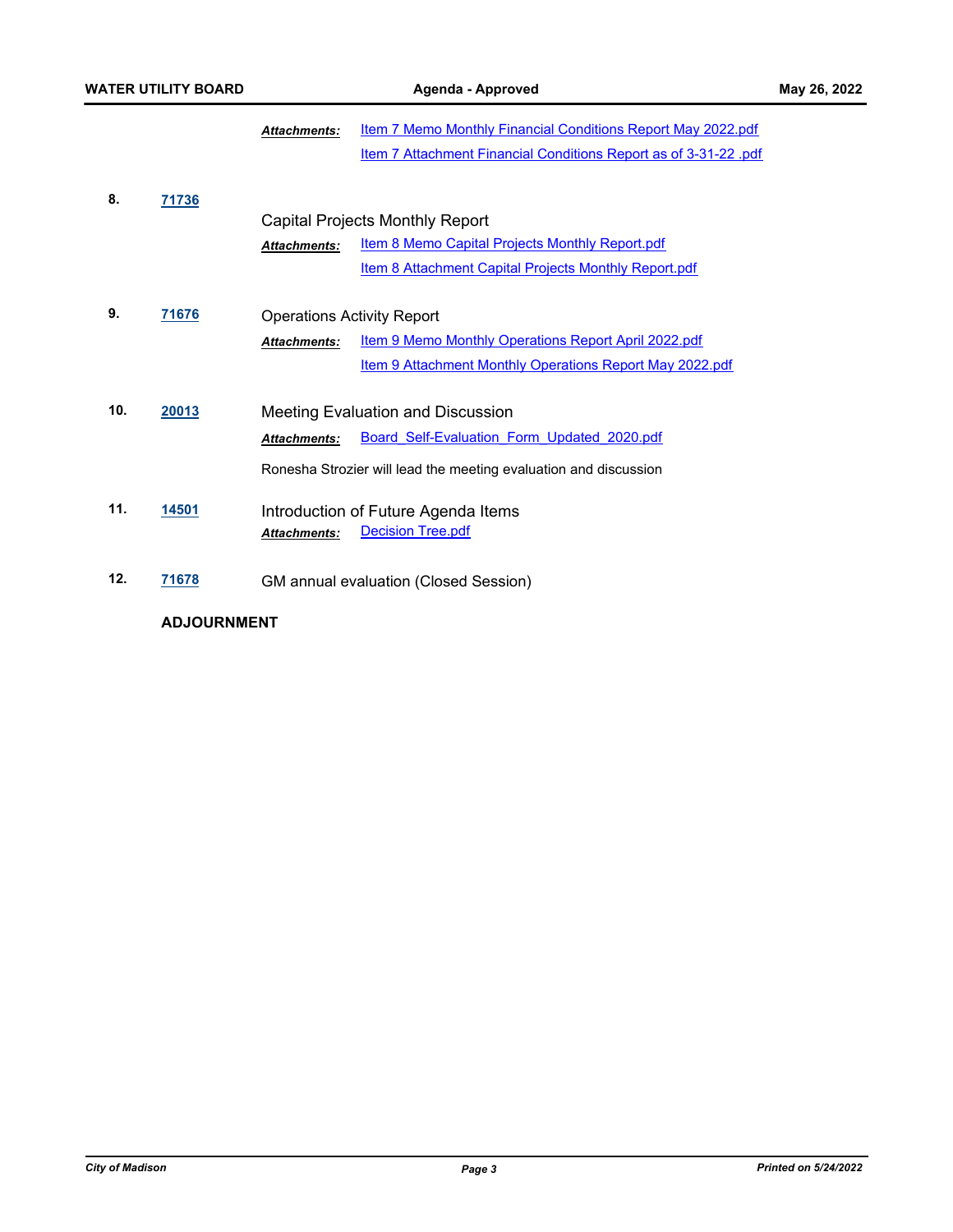*Attachments:* Item 7 Memo Monthly Financial Conditions Report May 2022.pdf
Item 7 Attachment Financial Conditions Report as of 3-31-22 .pdf

**8.** **71736**

Capital Projects Monthly Report

*Attachments:* Item 8 Memo Capital Projects Monthly Report.pdf
Item 8 Attachment Capital Projects Monthly Report.pdf

**9.** **71676** Operations Activity Report

*Attachments:* Item 9 Memo Monthly Operations Report April 2022.pdf
Item 9 Attachment Monthly Operations Report May 2022.pdf

**10.** **20013** Meeting Evaluation and Discussion

*Attachments:* Board_Self-Evaluation_Form_Updated_2020.pdf

Ronesha Strozier will lead the meeting evaluation and discussion

**11.** **14501** Introduction of Future Agenda Items

*Attachments:* Decision Tree.pdf

**12.** **71678** GM annual evaluation (Closed Session)

**ADJOURNMENT**